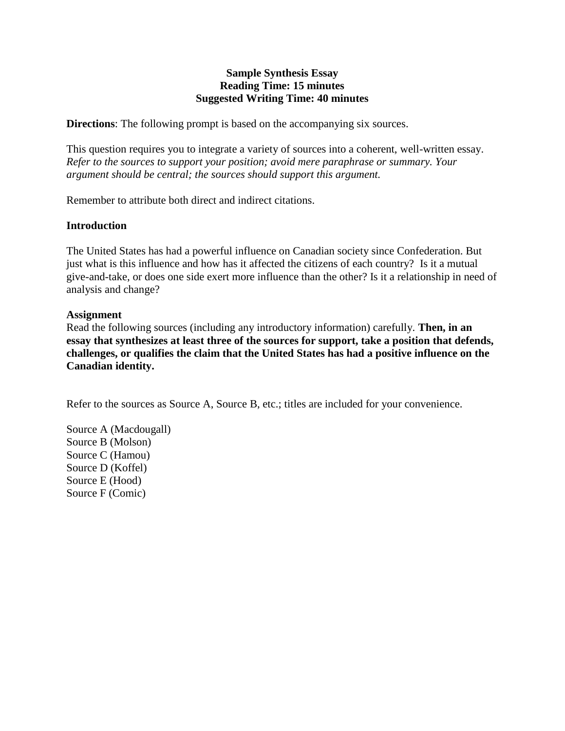**Sample Synthesis Essay**
**Reading Time: 15 minutes**
**Suggested Writing Time: 40 minutes**

**Directions**: The following prompt is based on the accompanying six sources.

This question requires you to integrate a variety of sources into a coherent, well-written essay. *Refer to the sources to support your position; avoid mere paraphrase or summary. Your argument should be central; the sources should support this argument.*

Remember to attribute both direct and indirect citations.

**Introduction**

The United States has had a powerful influence on Canadian society since Confederation. But just what is this influence and how has it affected the citizens of each country? Is it a mutual give-and-take, or does one side exert more influence than the other? Is it a relationship in need of analysis and change?

**Assignment**

Read the following sources (including any introductory information) carefully. **Then, in an essay that synthesizes at least three of the sources for support, take a position that defends, challenges, or qualifies the claim that the United States has had a positive influence on the Canadian identity.**

Refer to the sources as Source A, Source B, etc.; titles are included for your convenience.

Source A (Macdougall)
Source B (Molson)
Source C (Hamou)
Source D (Koffel)
Source E (Hood)
Source F (Comic)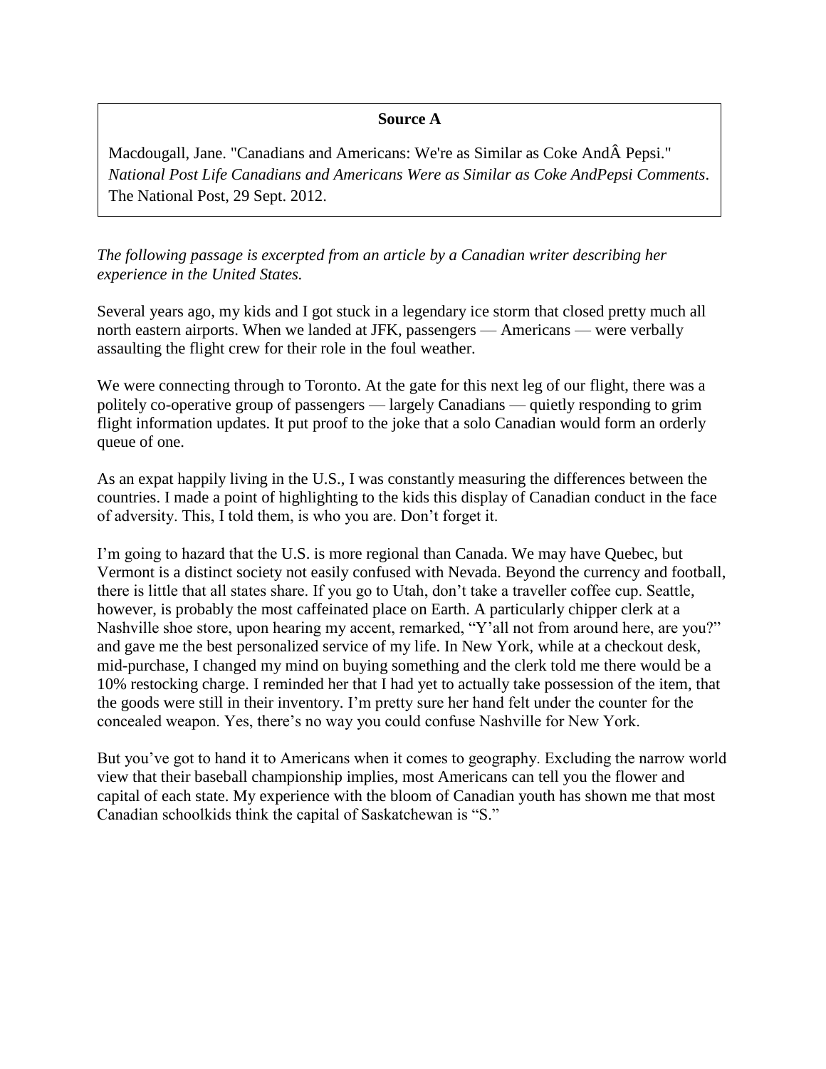**Source A**

Macdougall, Jane. "Canadians and Americans: We're as Similar as Coke AndÂ Pepsi." *National Post Life Canadians and Americans Were as Similar as Coke AndPepsi Comments*. The National Post, 29 Sept. 2012.

*The following passage is excerpted from an article by a Canadian writer describing her experience in the United States.*

Several years ago, my kids and I got stuck in a legendary ice storm that closed pretty much all north eastern airports. When we landed at JFK, passengers — Americans — were verbally assaulting the flight crew for their role in the foul weather.

We were connecting through to Toronto. At the gate for this next leg of our flight, there was a politely co-operative group of passengers — largely Canadians — quietly responding to grim flight information updates. It put proof to the joke that a solo Canadian would form an orderly queue of one.

As an expat happily living in the U.S., I was constantly measuring the differences between the countries. I made a point of highlighting to the kids this display of Canadian conduct in the face of adversity. This, I told them, is who you are. Don't forget it.

I'm going to hazard that the U.S. is more regional than Canada. We may have Quebec, but Vermont is a distinct society not easily confused with Nevada. Beyond the currency and football, there is little that all states share. If you go to Utah, don't take a traveller coffee cup. Seattle, however, is probably the most caffeinated place on Earth. A particularly chipper clerk at a Nashville shoe store, upon hearing my accent, remarked, "Y'all not from around here, are you?" and gave me the best personalized service of my life. In New York, while at a checkout desk, mid-purchase, I changed my mind on buying something and the clerk told me there would be a 10% restocking charge. I reminded her that I had yet to actually take possession of the item, that the goods were still in their inventory. I'm pretty sure her hand felt under the counter for the concealed weapon. Yes, there's no way you could confuse Nashville for New York.

But you've got to hand it to Americans when it comes to geography. Excluding the narrow world view that their baseball championship implies, most Americans can tell you the flower and capital of each state. My experience with the bloom of Canadian youth has shown me that most Canadian schoolkids think the capital of Saskatchewan is "S."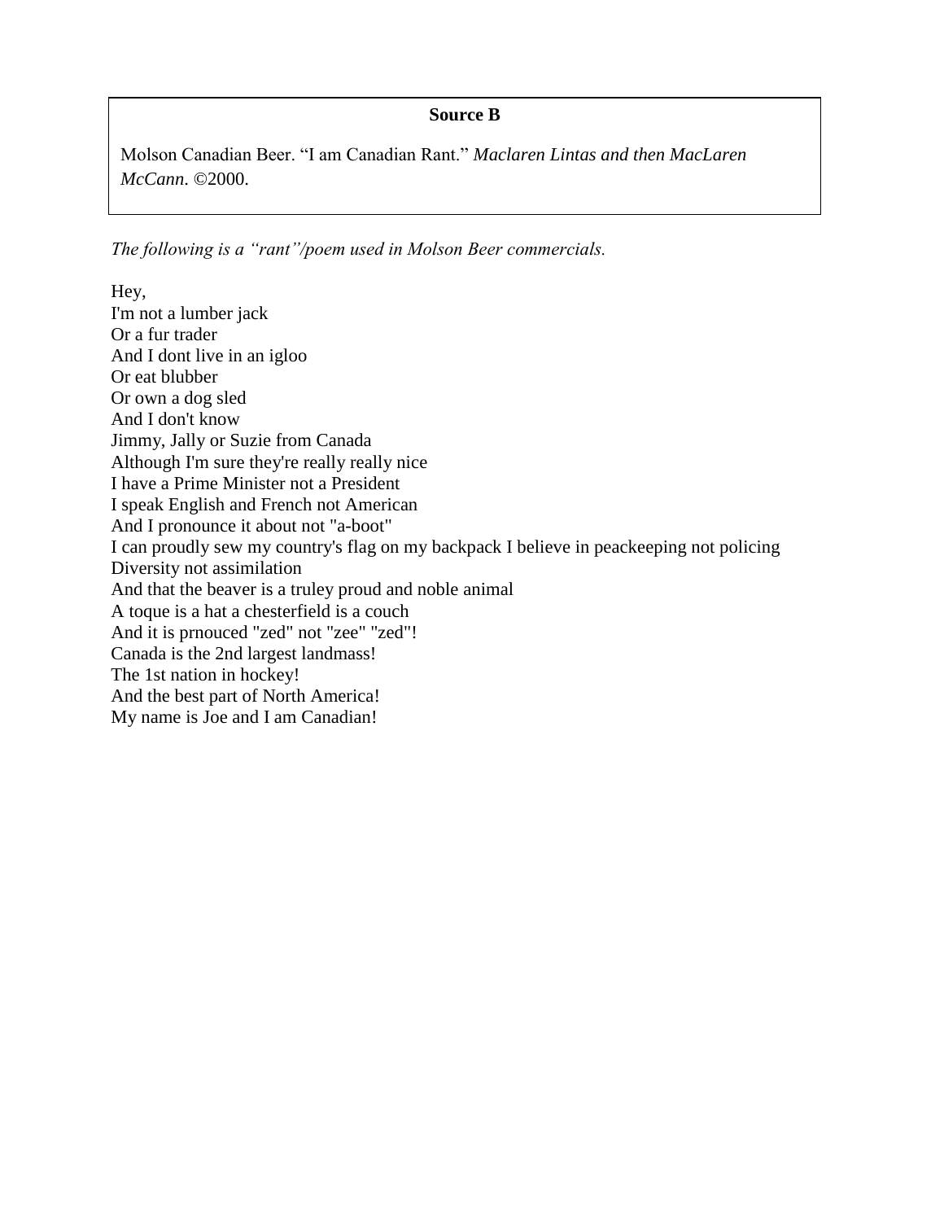**Source B**

Molson Canadian Beer. "I am Canadian Rant." *Maclaren Lintas and then MacLaren McCann*. ©2000.

*The following is a "rant"/poem used in Molson Beer commercials.*

Hey,
I'm not a lumber jack
Or a fur trader
And I dont live in an igloo
Or eat blubber
Or own a dog sled
And I don't know
Jimmy, Jally or Suzie from Canada
Although I'm sure they're really really nice
I have a Prime Minister not a President
I speak English and French not American
And I pronounce it about not "a-boot"
I can proudly sew my country's flag on my backpack I believe in peackeeping not policing
Diversity not assimilation
And that the beaver is a truley proud and noble animal
A toque is a hat a chesterfield is a couch
And it is prnouced "zed" not "zee" "zed"!
Canada is the 2nd largest landmass!
The 1st nation in hockey!
And the best part of North America!
My name is Joe and I am Canadian!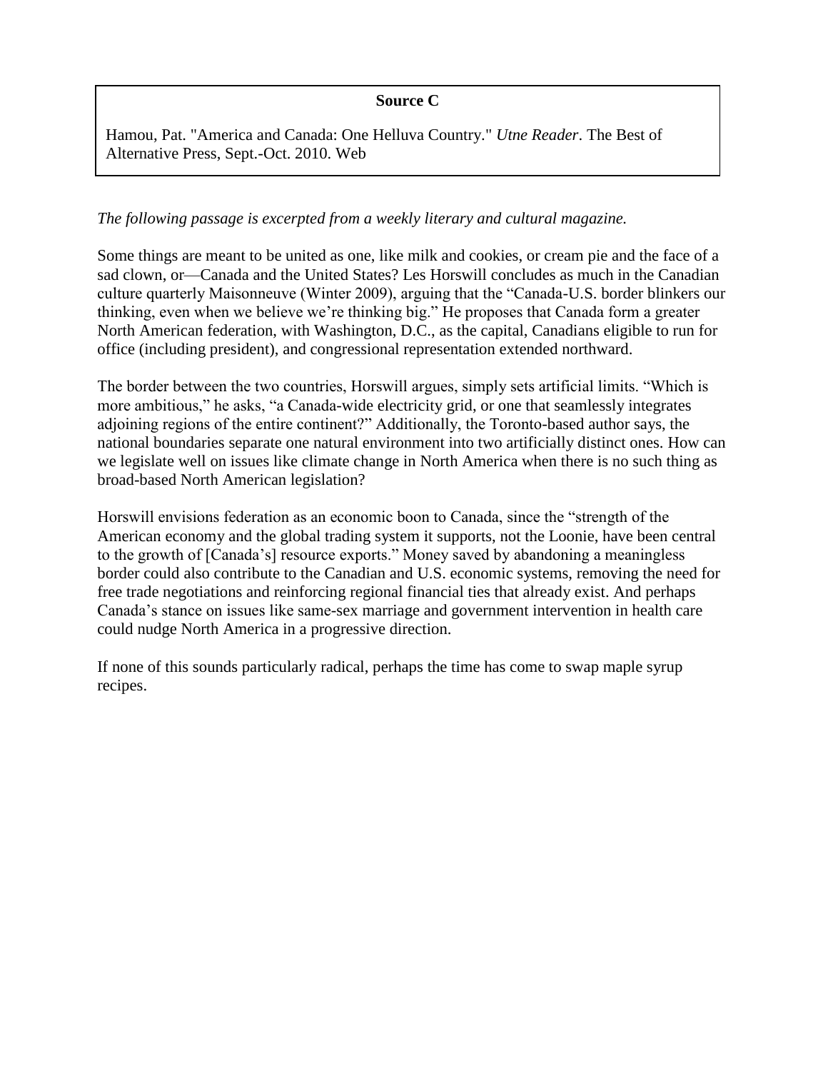**Source C**

Hamou, Pat. "America and Canada: One Helluva Country." *Utne Reader*. The Best of Alternative Press, Sept.-Oct. 2010. Web

*The following passage is excerpted from a weekly literary and cultural magazine.*

Some things are meant to be united as one, like milk and cookies, or cream pie and the face of a sad clown, or—Canada and the United States? Les Horswill concludes as much in the Canadian culture quarterly Maisonneuve (Winter 2009), arguing that the "Canada-U.S. border blinkers our thinking, even when we believe we're thinking big." He proposes that Canada form a greater North American federation, with Washington, D.C., as the capital, Canadians eligible to run for office (including president), and congressional representation extended northward.

The border between the two countries, Horswill argues, simply sets artificial limits. "Which is more ambitious," he asks, "a Canada-wide electricity grid, or one that seamlessly integrates adjoining regions of the entire continent?" Additionally, the Toronto-based author says, the national boundaries separate one natural environment into two artificially distinct ones. How can we legislate well on issues like climate change in North America when there is no such thing as broad-based North American legislation?

Horswill envisions federation as an economic boon to Canada, since the "strength of the American economy and the global trading system it supports, not the Loonie, have been central to the growth of [Canada's] resource exports." Money saved by abandoning a meaningless border could also contribute to the Canadian and U.S. economic systems, removing the need for free trade negotiations and reinforcing regional financial ties that already exist. And perhaps Canada's stance on issues like same-sex marriage and government intervention in health care could nudge North America in a progressive direction.

If none of this sounds particularly radical, perhaps the time has come to swap maple syrup recipes.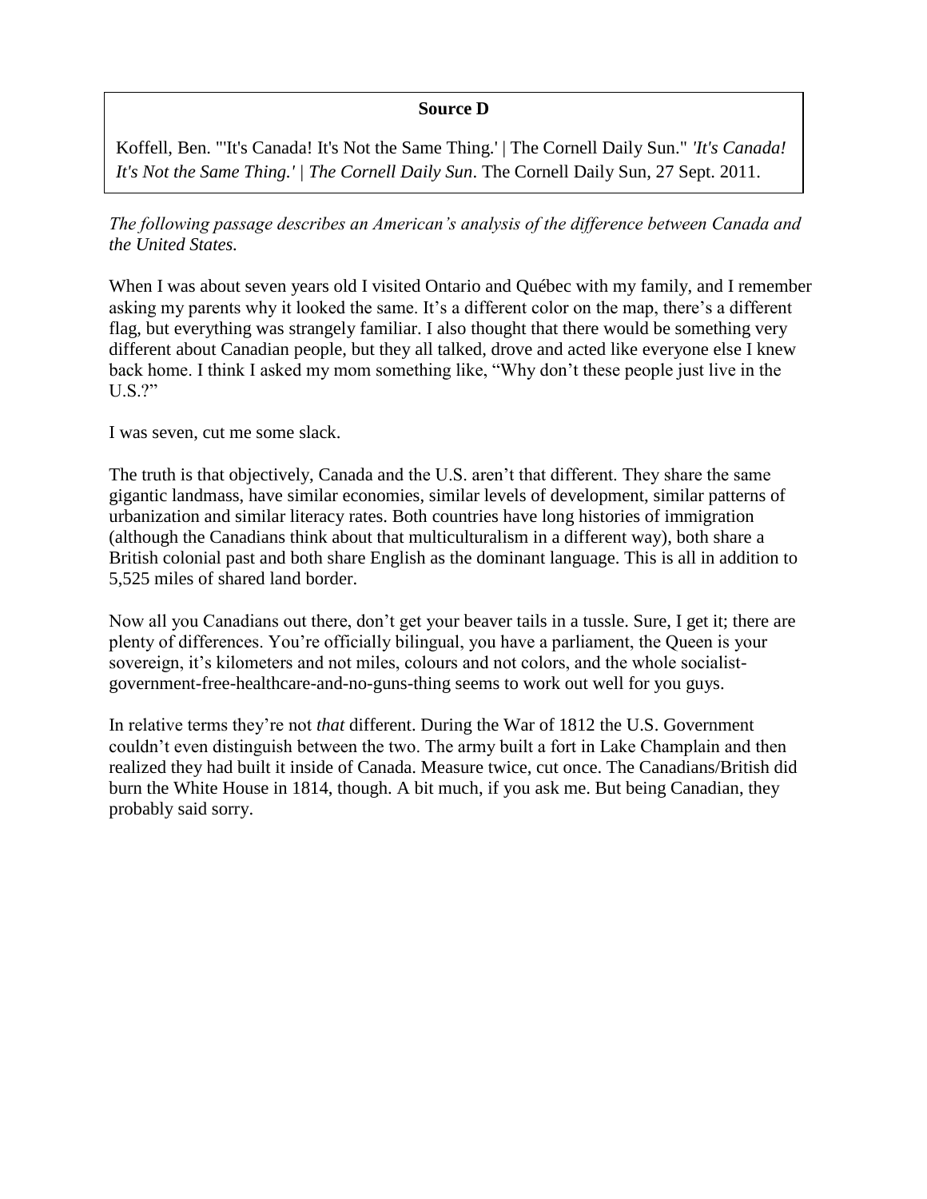**Source D**

Koffell, Ben. "'It's Canada! It's Not the Same Thing.' | The Cornell Daily Sun." *'It's Canada! It's Not the Same Thing.' | The Cornell Daily Sun*. The Cornell Daily Sun, 27 Sept. 2011.

*The following passage describes an American's analysis of the difference between Canada and the United States.*

When I was about seven years old I visited Ontario and Québec with my family, and I remember asking my parents why it looked the same. It's a different color on the map, there's a different flag, but everything was strangely familiar. I also thought that there would be something very different about Canadian people, but they all talked, drove and acted like everyone else I knew back home. I think I asked my mom something like, "Why don't these people just live in the U.S.?"

I was seven, cut me some slack.

The truth is that objectively, Canada and the U.S. aren't that different. They share the same gigantic landmass, have similar economies, similar levels of development, similar patterns of urbanization and similar literacy rates. Both countries have long histories of immigration (although the Canadians think about that multiculturalism in a different way), both share a British colonial past and both share English as the dominant language. This is all in addition to 5,525 miles of shared land border.

Now all you Canadians out there, don't get your beaver tails in a tussle. Sure, I get it; there are plenty of differences. You're officially bilingual, you have a parliament, the Queen is your sovereign, it's kilometers and not miles, colours and not colors, and the whole socialist-government-free-healthcare-and-no-guns-thing seems to work out well for you guys.

In relative terms they're not *that* different. During the War of 1812 the U.S. Government couldn't even distinguish between the two. The army built a fort in Lake Champlain and then realized they had built it inside of Canada. Measure twice, cut once. The Canadians/British did burn the White House in 1814, though. A bit much, if you ask me. But being Canadian, they probably said sorry.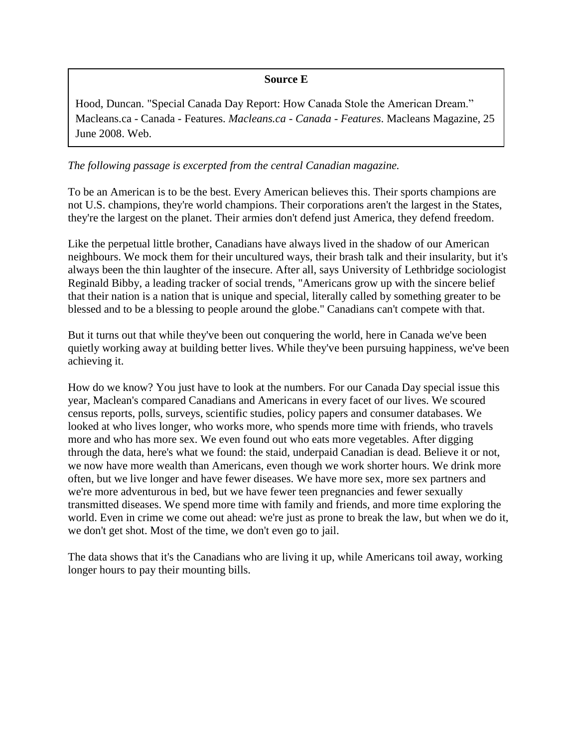**Source E**

Hood, Duncan. "Special Canada Day Report: How Canada Stole the American Dream." Macleans.ca - Canada - Features. *Macleans.ca - Canada - Features*. Macleans Magazine, 25 June 2008. Web.

*The following passage is excerpted from the central Canadian magazine.*

To be an American is to be the best. Every American believes this. Their sports champions are not U.S. champions, they're world champions. Their corporations aren't the largest in the States, they're the largest on the planet. Their armies don't defend just America, they defend freedom.

Like the perpetual little brother, Canadians have always lived in the shadow of our American neighbours. We mock them for their uncultured ways, their brash talk and their insularity, but it's always been the thin laughter of the insecure. After all, says University of Lethbridge sociologist Reginald Bibby, a leading tracker of social trends, "Americans grow up with the sincere belief that their nation is a nation that is unique and special, literally called by something greater to be blessed and to be a blessing to people around the globe." Canadians can't compete with that.

But it turns out that while they've been out conquering the world, here in Canada we've been quietly working away at building better lives. While they've been pursuing happiness, we've been achieving it.

How do we know? You just have to look at the numbers. For our Canada Day special issue this year, Maclean's compared Canadians and Americans in every facet of our lives. We scoured census reports, polls, surveys, scientific studies, policy papers and consumer databases. We looked at who lives longer, who works more, who spends more time with friends, who travels more and who has more sex. We even found out who eats more vegetables. After digging through the data, here's what we found: the staid, underpaid Canadian is dead. Believe it or not, we now have more wealth than Americans, even though we work shorter hours. We drink more often, but we live longer and have fewer diseases. We have more sex, more sex partners and we're more adventurous in bed, but we have fewer teen pregnancies and fewer sexually transmitted diseases. We spend more time with family and friends, and more time exploring the world. Even in crime we come out ahead: we're just as prone to break the law, but when we do it, we don't get shot. Most of the time, we don't even go to jail.

The data shows that it's the Canadians who are living it up, while Americans toil away, working longer hours to pay their mounting bills.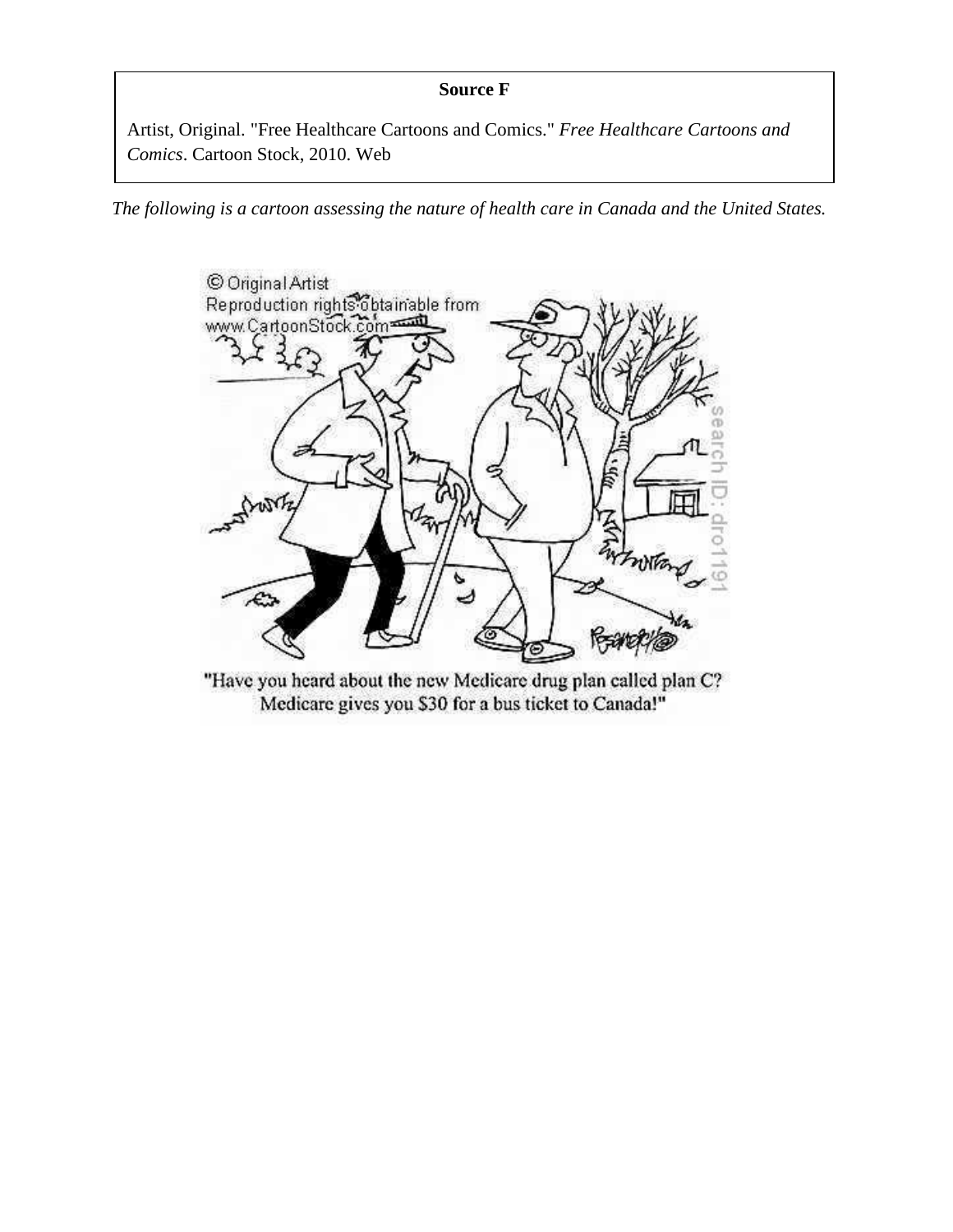**Source F**

Artist, Original. "Free Healthcare Cartoons and Comics." *Free Healthcare Cartoons and Comics*. Cartoon Stock, 2010. Web

*The following is a cartoon assessing the nature of health care in Canada and the United States.*

"Have you heard about the new Medicare drug plan called plan C? Medicare gives you $30 for a bus ticket to Canada!"